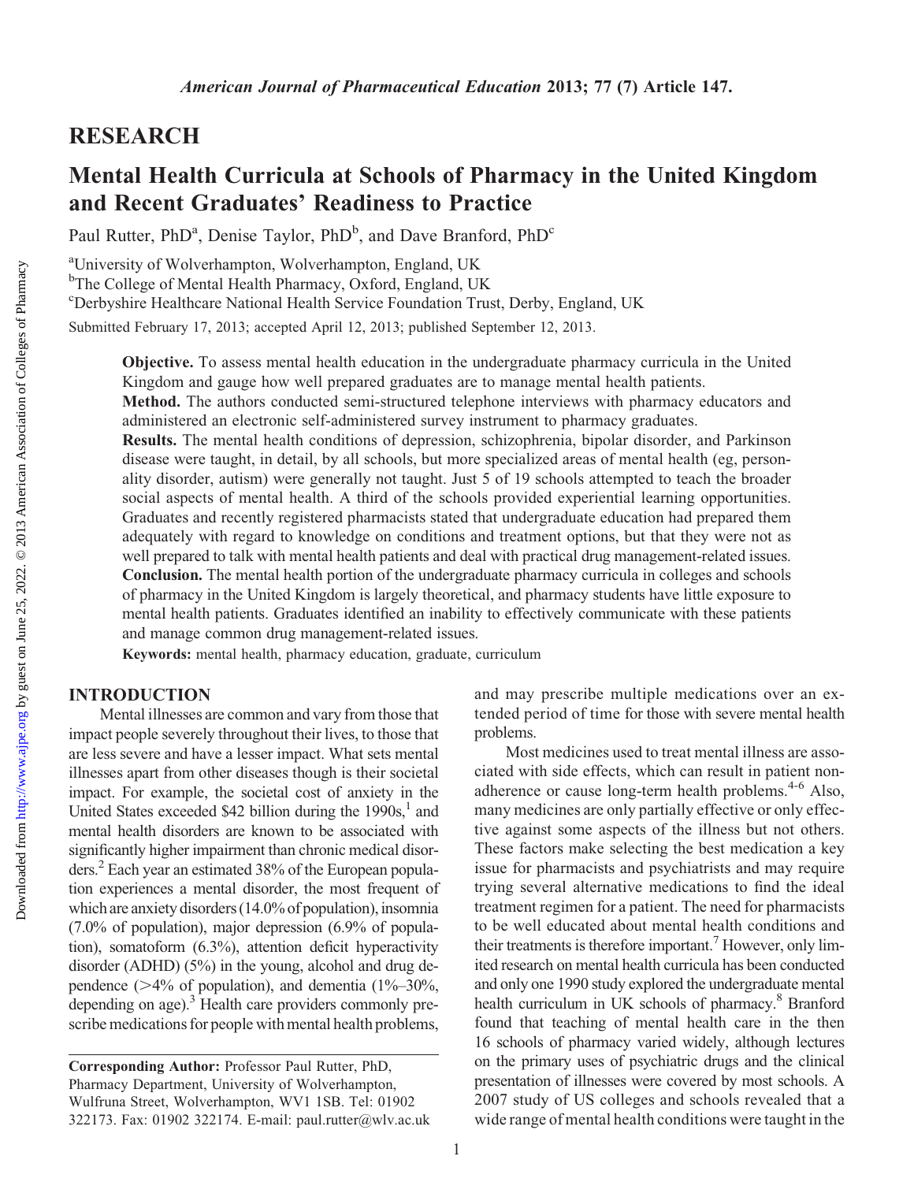## RESEARCH

# Mental Health Curricula at Schools of Pharmacy in the United Kingdom and Recent Graduates' Readiness to Practice

Paul Rutter, PhD[a], Denise Taylor, PhD[b], and Dave Branford, PhD[c]

[a]University of Wolverhampton, Wolverhampton, England, UK
[b]The College of Mental Health Pharmacy, Oxford, England, UK
[c]Derbyshire Healthcare National Health Service Foundation Trust, Derby, England, UK

Submitted February 17, 2013; accepted April 12, 2013; published September 12, 2013.

**Objective.** To assess mental health education in the undergraduate pharmacy curricula in the United Kingdom and gauge how well prepared graduates are to manage mental health patients.

**Method.** The authors conducted semi-structured telephone interviews with pharmacy educators and administered an electronic self-administered survey instrument to pharmacy graduates.

**Results.** The mental health conditions of depression, schizophrenia, bipolar disorder, and Parkinson disease were taught, in detail, by all schools, but more specialized areas of mental health (eg, personality disorder, autism) were generally not taught. Just 5 of 19 schools attempted to teach the broader social aspects of mental health. A third of the schools provided experiential learning opportunities. Graduates and recently registered pharmacists stated that undergraduate education had prepared them adequately with regard to knowledge on conditions and treatment options, but that they were not as well prepared to talk with mental health patients and deal with practical drug management-related issues.

**Conclusion.** The mental health portion of the undergraduate pharmacy curricula in colleges and schools of pharmacy in the United Kingdom is largely theoretical, and pharmacy students have little exposure to mental health patients. Graduates identified an inability to effectively communicate with these patients and manage common drug management-related issues.

**Keywords:** mental health, pharmacy education, graduate, curriculum

## INTRODUCTION

Mental illnesses are common and vary from those that impact people severely throughout their lives, to those that are less severe and have a lesser impact. What sets mental illnesses apart from other diseases though is their societal impact. For example, the societal cost of anxiety in the United States exceeded $42 billion during the 1990s,[1] and mental health disorders are known to be associated with significantly higher impairment than chronic medical disorders.[2] Each year an estimated 38% of the European population experiences a mental disorder, the most frequent of which are anxiety disorders (14.0% of population), insomnia (7.0% of population), major depression (6.9% of population), somatoform (6.3%), attention deficit hyperactivity disorder (ADHD) (5%) in the young, alcohol and drug dependence (>4% of population), and dementia (1%–30%, depending on age).[3] Health care providers commonly prescribe medications for people with mental health problems, and may prescribe multiple medications over an extended period of time for those with severe mental health problems.

Most medicines used to treat mental illness are associated with side effects, which can result in patient nonadherence or cause long-term health problems.[4-6] Also, many medicines are only partially effective or only effective against some aspects of the illness but not others. These factors make selecting the best medication a key issue for pharmacists and psychiatrists and may require trying several alternative medications to find the ideal treatment regimen for a patient. The need for pharmacists to be well educated about mental health conditions and their treatments is therefore important.[7] However, only limited research on mental health curricula has been conducted and only one 1990 study explored the undergraduate mental health curriculum in UK schools of pharmacy.[8] Branford found that teaching of mental health care in the then 16 schools of pharmacy varied widely, although lectures on the primary uses of psychiatric drugs and the clinical presentation of illnesses were covered by most schools. A 2007 study of US colleges and schools revealed that a wide range of mental health conditions were taught in the

Corresponding Author: Professor Paul Rutter, PhD, Pharmacy Department, University of Wolverhampton, Wulfruna Street, Wolverhampton, WV1 1SB. Tel: 01902 322173. Fax: 01902 322174. E-mail: paul.rutter@wlv.ac.uk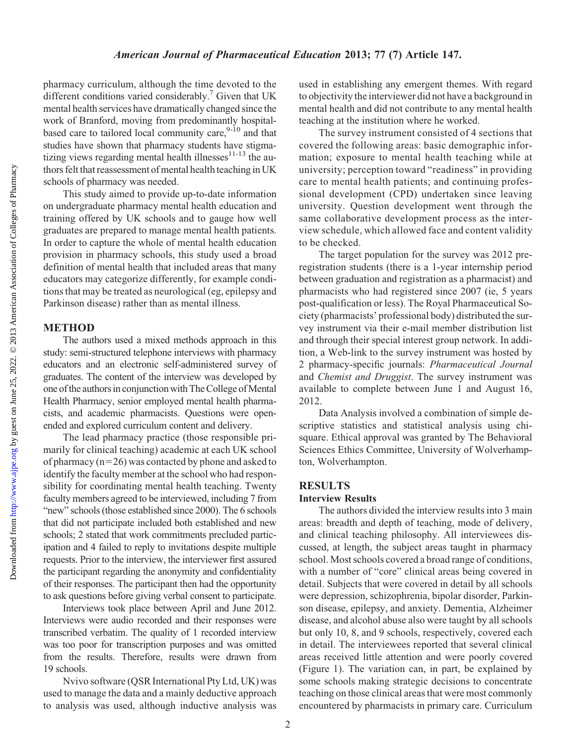pharmacy curriculum, although the time devoted to the different conditions varied considerably.[7] Given that UK mental health services have dramatically changed since the work of Branford, moving from predominantly hospital-based care to tailored local community care,[9-10] and that studies have shown that pharmacy students have stigmatizing views regarding mental health illnesses[11-13] the authors felt that reassessment of mental health teaching in UK schools of pharmacy was needed.

This study aimed to provide up-to-date information on undergraduate pharmacy mental health education and training offered by UK schools and to gauge how well graduates are prepared to manage mental health patients. In order to capture the whole of mental health education provision in pharmacy schools, this study used a broad definition of mental health that included areas that many educators may categorize differently, for example conditions that may be treated as neurological (eg, epilepsy and Parkinson disease) rather than as mental illness.

## METHOD

The authors used a mixed methods approach in this study: semi-structured telephone interviews with pharmacy educators and an electronic self-administered survey of graduates. The content of the interview was developed by one of the authors in conjunction with The College of Mental Health Pharmacy, senior employed mental health pharmacists, and academic pharmacists. Questions were open-ended and explored curriculum content and delivery.

The lead pharmacy practice (those responsible primarily for clinical teaching) academic at each UK school of pharmacy (n=26) was contacted by phone and asked to identify the faculty member at the school who had responsibility for coordinating mental health teaching. Twenty faculty members agreed to be interviewed, including 7 from "new" schools (those established since 2000). The 6 schools that did not participate included both established and new schools; 2 stated that work commitments precluded participation and 4 failed to reply to invitations despite multiple requests. Prior to the interview, the interviewer first assured the participant regarding the anonymity and confidentiality of their responses. The participant then had the opportunity to ask questions before giving verbal consent to participate.

Interviews took place between April and June 2012. Interviews were audio recorded and their responses were transcribed verbatim. The quality of 1 recorded interview was too poor for transcription purposes and was omitted from the results. Therefore, results were drawn from 19 schools.

Nvivo software (QSR International Pty Ltd, UK) was used to manage the data and a mainly deductive approach to analysis was used, although inductive analysis was used in establishing any emergent themes. With regard to objectivity the interviewer did not have a background in mental health and did not contribute to any mental health teaching at the institution where he worked.

The survey instrument consisted of 4 sections that covered the following areas: basic demographic information; exposure to mental health teaching while at university; perception toward "readiness" in providing care to mental health patients; and continuing professional development (CPD) undertaken since leaving university. Question development went through the same collaborative development process as the interview schedule, which allowed face and content validity to be checked.

The target population for the survey was 2012 preregistration students (there is a 1-year internship period between graduation and registration as a pharmacist) and pharmacists who had registered since 2007 (ie, 5 years post-qualification or less). The Royal Pharmaceutical Society (pharmacists' professional body) distributed the survey instrument via their e-mail member distribution list and through their special interest group network. In addition, a Web-link to the survey instrument was hosted by 2 pharmacy-specific journals: *Pharmaceutical Journal* and *Chemist and Druggist*. The survey instrument was available to complete between June 1 and August 16, 2012.

Data Analysis involved a combination of simple descriptive statistics and statistical analysis using chi-square. Ethical approval was granted by The Behavioral Sciences Ethics Committee, University of Wolverhampton, Wolverhampton.

## RESULTS

### Interview Results

The authors divided the interview results into 3 main areas: breadth and depth of teaching, mode of delivery, and clinical teaching philosophy. All interviewees discussed, at length, the subject areas taught in pharmacy school. Most schools covered a broad range of conditions, with a number of "core" clinical areas being covered in detail. Subjects that were covered in detail by all schools were depression, schizophrenia, bipolar disorder, Parkinson disease, epilepsy, and anxiety. Dementia, Alzheimer disease, and alcohol abuse also were taught by all schools but only 10, 8, and 9 schools, respectively, covered each in detail. The interviewees reported that several clinical areas received little attention and were poorly covered (Figure 1). The variation can, in part, be explained by some schools making strategic decisions to concentrate teaching on those clinical areas that were most commonly encountered by pharmacists in primary care. Curriculum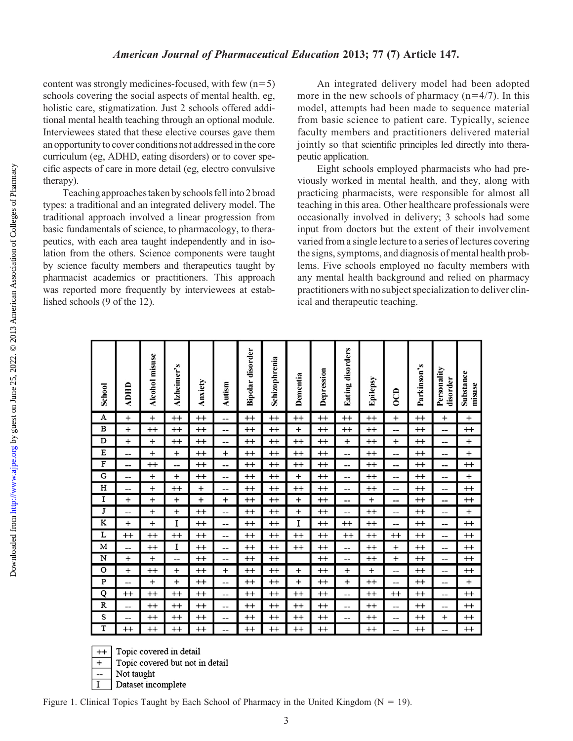content was strongly medicines-focused, with few (n=5) schools covering the social aspects of mental health, eg, holistic care, stigmatization. Just 2 schools offered additional mental health teaching through an optional module. Interviewees stated that these elective courses gave them an opportunity to cover conditions not addressed in the core curriculum (eg, ADHD, eating disorders) or to cover specific aspects of care in more detail (eg, electro convulsive therapy).

Teaching approaches taken by schools fell into 2 broad types: a traditional and an integrated delivery model. The traditional approach involved a linear progression from basic fundamentals of science, to pharmacology, to therapeutics, with each area taught independently and in isolation from the others. Science components were taught by science faculty members and therapeutics taught by pharmacist academics or practitioners. This approach was reported more frequently by interviewees at established schools (9 of the 12).

An integrated delivery model had been adopted more in the new schools of pharmacy (n=4/7). In this model, attempts had been made to sequence material from basic science to patient care. Typically, science faculty members and practitioners delivered material jointly so that scientific principles led directly into therapeutic application.

Eight schools employed pharmacists who had previously worked in mental health, and they, along with practicing pharmacists, were responsible for almost all teaching in this area. Other healthcare professionals were occasionally involved in delivery; 3 schools had some input from doctors but the extent of their involvement varied from a single lecture to a series of lectures covering the signs, symptoms, and diagnosis of mental health problems. Five schools employed no faculty members with any mental health background and relied on pharmacy practitioners with no subject specialization to deliver clinical and therapeutic teaching.

| School | ADHD | Alcohol misuse | Alzheimer's | Anxiety | Autism | Bipolar disorder | Schizophrenia | Dementia | Depression | Eating disorders | Epilepsy | OCD | Parkinson's | Personality disorder | Substance misuse |
|---|---|---|---|---|---|---|---|---|---|---|---|---|---|---|---|
| A | + | + | ++ | ++ | -- | ++ | ++ | ++ | ++ | ++ | ++ | + | ++ | + | + |
| B | + | ++ | ++ | ++ | -- | ++ | ++ | + | ++ | ++ | ++ | -- | ++ | -- | ++ |
| D | + | + | ++ | ++ | -- | ++ | ++ | ++ | ++ | + | ++ | + | ++ | -- | + |
| E | -- | + | + | ++ | + | ++ | ++ | ++ | ++ | -- | ++ | -- | ++ | -- | + |
| F | -- | ++ | -- | ++ | -- | ++ | ++ | ++ | ++ | -- | ++ | -- | ++ | -- | ++ |
| G | -- | + | + | ++ | -- | ++ | ++ | + | ++ | -- | ++ | -- | ++ | -- | + |
| H | -- | + | ++ | + | -- | ++ | ++ | ++ | ++ | -- | ++ | -- | ++ | -- | ++ |
| I | + | + | + | + | + | ++ | ++ | + | ++ | -- | + | -- | ++ | -- | ++ |
| J | -- | + | + | ++ | -- | ++ | ++ | + | ++ | -- | ++ | -- | ++ | -- | + |
| K | + | + | I | ++ | -- | ++ | ++ | I | ++ | ++ | ++ | -- | ++ | -- | ++ |
| L | ++ | ++ | ++ | ++ | -- | ++ | ++ | ++ | ++ | ++ | ++ | ++ | ++ | -- | ++ |
| M | -- | ++ | I | ++ | -- | ++ | ++ | ++ | ++ | -- | ++ | + | ++ | -- | ++ |
| N | + | + | -- | ++ | -- | ++ | ++ | | ++ | -- | ++ | + | ++ | -- | ++ |
| O | + | ++ | + | ++ | + | ++ | ++ | + | ++ | + | + | -- | ++ | -- | ++ |
| P | -- | + | + | ++ | -- | ++ | ++ | + | ++ | + | ++ | -- | ++ | -- | + |
| Q | ++ | ++ | ++ | ++ | -- | ++ | ++ | ++ | ++ | -- | ++ | ++ | ++ | -- | ++ |
| R | -- | ++ | ++ | ++ | -- | ++ | ++ | ++ | ++ | -- | ++ | -- | ++ | -- | ++ |
| S | -- | ++ | ++ | ++ | -- | ++ | ++ | ++ | ++ | -- | ++ | -- | ++ | + | ++ |
| T | ++ | ++ | ++ | ++ | -- | ++ | ++ | ++ | ++ | | ++ | -- | ++ | -- | ++ |

++ Topic covered in detail
\+ Topic covered but not in detail
-- Not taught
I Dataset incomplete

Figure 1. Clinical Topics Taught by Each School of Pharmacy in the United Kingdom (N = 19).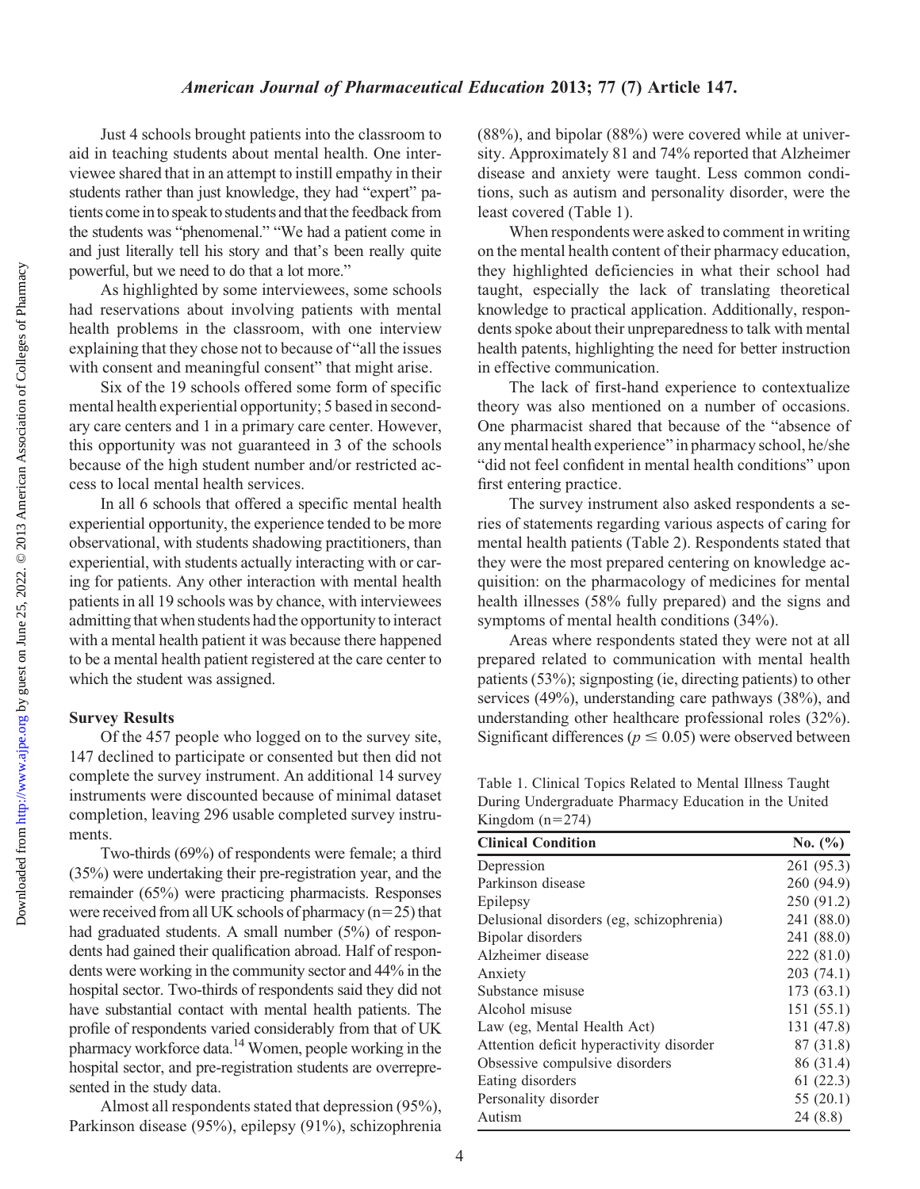Just 4 schools brought patients into the classroom to aid in teaching students about mental health. One interviewee shared that in an attempt to instill empathy in their students rather than just knowledge, they had "expert" patients come in to speak to students and that the feedback from the students was "phenomenal." "We had a patient come in and just literally tell his story and that's been really quite powerful, but we need to do that a lot more."

As highlighted by some interviewees, some schools had reservations about involving patients with mental health problems in the classroom, with one interview explaining that they chose not to because of "all the issues with consent and meaningful consent" that might arise.

Six of the 19 schools offered some form of specific mental health experiential opportunity; 5 based in secondary care centers and 1 in a primary care center. However, this opportunity was not guaranteed in 3 of the schools because of the high student number and/or restricted access to local mental health services.

In all 6 schools that offered a specific mental health experiential opportunity, the experience tended to be more observational, with students shadowing practitioners, than experiential, with students actually interacting with or caring for patients. Any other interaction with mental health patients in all 19 schools was by chance, with interviewees admitting that when students had the opportunity to interact with a mental health patient it was because there happened to be a mental health patient registered at the care center to which the student was assigned.

### Survey Results

Of the 457 people who logged on to the survey site, 147 declined to participate or consented but then did not complete the survey instrument. An additional 14 survey instruments were discounted because of minimal dataset completion, leaving 296 usable completed survey instruments.

Two-thirds (69%) of respondents were female; a third (35%) were undertaking their pre-registration year, and the remainder (65%) were practicing pharmacists. Responses were received from all UK schools of pharmacy (n=25) that had graduated students. A small number (5%) of respondents had gained their qualification abroad. Half of respondents were working in the community sector and 44% in the hospital sector. Two-thirds of respondents said they did not have substantial contact with mental health patients. The profile of respondents varied considerably from that of UK pharmacy workforce data.[14] Women, people working in the hospital sector, and pre-registration students are overrepresented in the study data.

Almost all respondents stated that depression (95%), Parkinson disease (95%), epilepsy (91%), schizophrenia (88%), and bipolar (88%) were covered while at university. Approximately 81 and 74% reported that Alzheimer disease and anxiety were taught. Less common conditions, such as autism and personality disorder, were the least covered (Table 1).

When respondents were asked to comment in writing on the mental health content of their pharmacy education, they highlighted deficiencies in what their school had taught, especially the lack of translating theoretical knowledge to practical application. Additionally, respondents spoke about their unpreparedness to talk with mental health patents, highlighting the need for better instruction in effective communication.

The lack of first-hand experience to contextualize theory was also mentioned on a number of occasions. One pharmacist shared that because of the "absence of any mental health experience" in pharmacy school, he/she "did not feel confident in mental health conditions" upon first entering practice.

The survey instrument also asked respondents a series of statements regarding various aspects of caring for mental health patients (Table 2). Respondents stated that they were the most prepared centering on knowledge acquisition: on the pharmacology of medicines for mental health illnesses (58% fully prepared) and the signs and symptoms of mental health conditions (34%).

Areas where respondents stated they were not at all prepared related to communication with mental health patients (53%); signposting (ie, directing patients) to other services (49%), understanding care pathways (38%), and understanding other healthcare professional roles (32%). Significant differences ($p \leq 0.05$) were observed between

Table 1. Clinical Topics Related to Mental Illness Taught During Undergraduate Pharmacy Education in the United Kingdom (n=274)

| Clinical Condition | No. (%) |
|---|---|
| Depression | 261 (95.3) |
| Parkinson disease | 260 (94.9) |
| Epilepsy | 250 (91.2) |
| Delusional disorders (eg, schizophrenia) | 241 (88.0) |
| Bipolar disorders | 241 (88.0) |
| Alzheimer disease | 222 (81.0) |
| Anxiety | 203 (74.1) |
| Substance misuse | 173 (63.1) |
| Alcohol misuse | 151 (55.1) |
| Law (eg, Mental Health Act) | 131 (47.8) |
| Attention deficit hyperactivity disorder | 87 (31.8) |
| Obsessive compulsive disorders | 86 (31.4) |
| Eating disorders | 61 (22.3) |
| Personality disorder | 55 (20.1) |
| Autism | 24 (8.8) |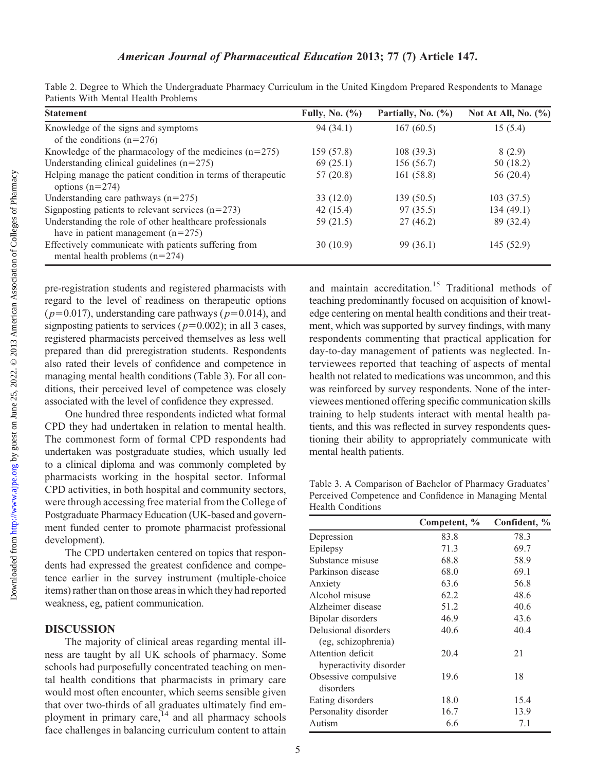Table 2. Degree to Which the Undergraduate Pharmacy Curriculum in the United Kingdom Prepared Respondents to Manage Patients With Mental Health Problems

| Statement | Fully, No. (%) | Partially, No. (%) | Not At All, No. (%) |
|---|---|---|---|
| Knowledge of the signs and symptoms of the conditions (n=276) | 94 (34.1) | 167 (60.5) | 15 (5.4) |
| Knowledge of the pharmacology of the medicines (n=275) | 159 (57.8) | 108 (39.3) | 8 (2.9) |
| Understanding clinical guidelines (n=275) | 69 (25.1) | 156 (56.7) | 50 (18.2) |
| Helping manage the patient condition in terms of therapeutic options (n=274) | 57 (20.8) | 161 (58.8) | 56 (20.4) |
| Understanding care pathways (n=275) | 33 (12.0) | 139 (50.5) | 103 (37.5) |
| Signposting patients to relevant services (n=273) | 42 (15.4) | 97 (35.5) | 134 (49.1) |
| Understanding the role of other healthcare professionals have in patient management (n=275) | 59 (21.5) | 27 (46.2) | 89 (32.4) |
| Effectively communicate with patients suffering from mental health problems (n=274) | 30 (10.9) | 99 (36.1) | 145 (52.9) |

pre-registration students and registered pharmacists with regard to the level of readiness on therapeutic options ($p=0.017$), understanding care pathways ($p=0.014$), and signposting patients to services ($p=0.002$); in all 3 cases, registered pharmacists perceived themselves as less well prepared than did preregistration students. Respondents also rated their levels of confidence and competence in managing mental health conditions (Table 3). For all conditions, their perceived level of competence was closely associated with the level of confidence they expressed.

One hundred three respondents indicted what formal CPD they had undertaken in relation to mental health. The commonest form of formal CPD respondents had undertaken was postgraduate studies, which usually led to a clinical diploma and was commonly completed by pharmacists working in the hospital sector. Informal CPD activities, in both hospital and community sectors, were through accessing free material from the College of Postgraduate Pharmacy Education (UK-based and government funded center to promote pharmacist professional development).

The CPD undertaken centered on topics that respondents had expressed the greatest confidence and competence earlier in the survey instrument (multiple-choice items) rather than on those areas in which they had reported weakness, eg, patient communication.

## DISCUSSION

The majority of clinical areas regarding mental illness are taught by all UK schools of pharmacy. Some schools had purposefully concentrated teaching on mental health conditions that pharmacists in primary care would most often encounter, which seems sensible given that over two-thirds of all graduates ultimately find employment in primary care,[14] and all pharmacy schools face challenges in balancing curriculum content to attain and maintain accreditation.[15] Traditional methods of teaching predominantly focused on acquisition of knowledge centering on mental health conditions and their treatment, which was supported by survey findings, with many respondents commenting that practical application for day-to-day management of patients was neglected. Interviewees reported that teaching of aspects of mental health not related to medications was uncommon, and this was reinforced by survey respondents. None of the interviewees mentioned offering specific communication skills training to help students interact with mental health patients, and this was reflected in survey respondents questioning their ability to appropriately communicate with mental health patients.

Table 3. A Comparison of Bachelor of Pharmacy Graduates' Perceived Competence and Confidence in Managing Mental Health Conditions

| | Competent, % | Confident, % |
|---|---|---|
| Depression | 83.8 | 78.3 |
| Epilepsy | 71.3 | 69.7 |
| Substance misuse | 68.8 | 58.9 |
| Parkinson disease | 68.0 | 69.1 |
| Anxiety | 63.6 | 56.8 |
| Alcohol misuse | 62.2 | 48.6 |
| Alzheimer disease | 51.2 | 40.6 |
| Bipolar disorders | 46.9 | 43.6 |
| Delusional disorders (eg, schizophrenia) | 40.6 | 40.4 |
| Attention deficit hyperactivity disorder | 20.4 | 21 |
| Obsessive compulsive disorders | 19.6 | 18 |
| Eating disorders | 18.0 | 15.4 |
| Personality disorder | 16.7 | 13.9 |
| Autism | 6.6 | 7.1 |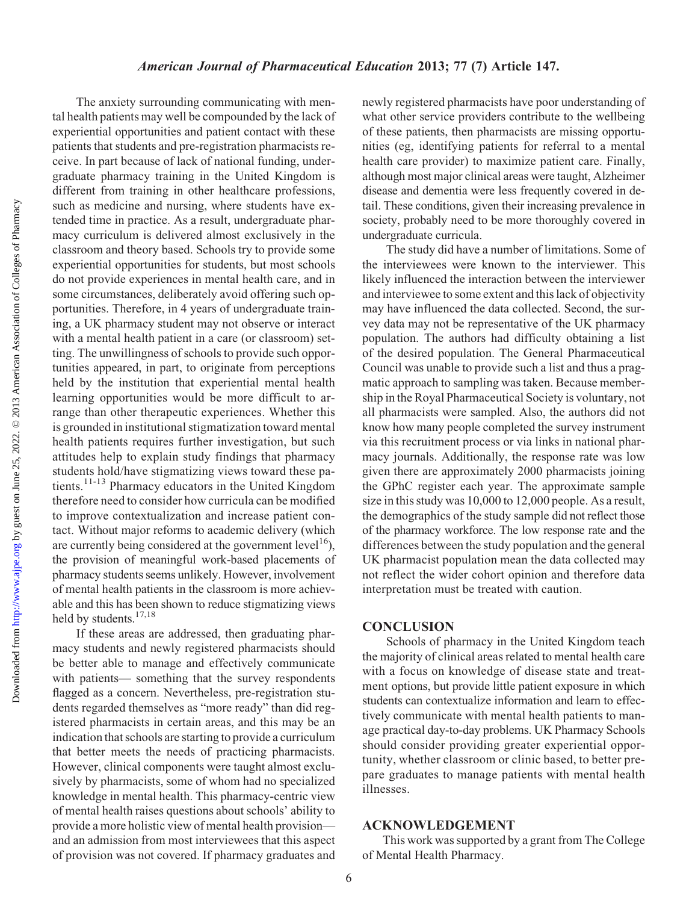The anxiety surrounding communicating with mental health patients may well be compounded by the lack of experiential opportunities and patient contact with these patients that students and pre-registration pharmacists receive. In part because of lack of national funding, undergraduate pharmacy training in the United Kingdom is different from training in other healthcare professions, such as medicine and nursing, where students have extended time in practice. As a result, undergraduate pharmacy curriculum is delivered almost exclusively in the classroom and theory based. Schools try to provide some experiential opportunities for students, but most schools do not provide experiences in mental health care, and in some circumstances, deliberately avoid offering such opportunities. Therefore, in 4 years of undergraduate training, a UK pharmacy student may not observe or interact with a mental health patient in a care (or classroom) setting. The unwillingness of schools to provide such opportunities appeared, in part, to originate from perceptions held by the institution that experiential mental health learning opportunities would be more difficult to arrange than other therapeutic experiences. Whether this is grounded in institutional stigmatization toward mental health patients requires further investigation, but such attitudes help to explain study findings that pharmacy students hold/have stigmatizing views toward these patients.[11-13] Pharmacy educators in the United Kingdom therefore need to consider how curricula can be modified to improve contextualization and increase patient contact. Without major reforms to academic delivery (which are currently being considered at the government level[16]), the provision of meaningful work-based placements of pharmacy students seems unlikely. However, involvement of mental health patients in the classroom is more achievable and this has been shown to reduce stigmatizing views held by students.[17,18]

If these areas are addressed, then graduating pharmacy students and newly registered pharmacists should be better able to manage and effectively communicate with patients— something that the survey respondents flagged as a concern. Nevertheless, pre-registration students regarded themselves as "more ready" than did registered pharmacists in certain areas, and this may be an indication that schools are starting to provide a curriculum that better meets the needs of practicing pharmacists. However, clinical components were taught almost exclusively by pharmacists, some of whom had no specialized knowledge in mental health. This pharmacy-centric view of mental health raises questions about schools' ability to provide a more holistic view of mental health provision— and an admission from most interviewees that this aspect of provision was not covered. If pharmacy graduates and newly registered pharmacists have poor understanding of what other service providers contribute to the wellbeing of these patients, then pharmacists are missing opportunities (eg, identifying patients for referral to a mental health care provider) to maximize patient care. Finally, although most major clinical areas were taught, Alzheimer disease and dementia were less frequently covered in detail. These conditions, given their increasing prevalence in society, probably need to be more thoroughly covered in undergraduate curricula.

The study did have a number of limitations. Some of the interviewees were known to the interviewer. This likely influenced the interaction between the interviewer and interviewee to some extent and this lack of objectivity may have influenced the data collected. Second, the survey data may not be representative of the UK pharmacy population. The authors had difficulty obtaining a list of the desired population. The General Pharmaceutical Council was unable to provide such a list and thus a pragmatic approach to sampling was taken. Because membership in the Royal Pharmaceutical Society is voluntary, not all pharmacists were sampled. Also, the authors did not know how many people completed the survey instrument via this recruitment process or via links in national pharmacy journals. Additionally, the response rate was low given there are approximately 2000 pharmacists joining the GPhC register each year. The approximate sample size in this study was 10,000 to 12,000 people. As a result, the demographics of the study sample did not reflect those of the pharmacy workforce. The low response rate and the differences between the study population and the general UK pharmacist population mean the data collected may not reflect the wider cohort opinion and therefore data interpretation must be treated with caution.

## CONCLUSION

Schools of pharmacy in the United Kingdom teach the majority of clinical areas related to mental health care with a focus on knowledge of disease state and treatment options, but provide little patient exposure in which students can contextualize information and learn to effectively communicate with mental health patients to manage practical day-to-day problems. UK Pharmacy Schools should consider providing greater experiential opportunity, whether classroom or clinic based, to better prepare graduates to manage patients with mental health illnesses.

## ACKNOWLEDGEMENT

This work was supported by a grant from The College of Mental Health Pharmacy.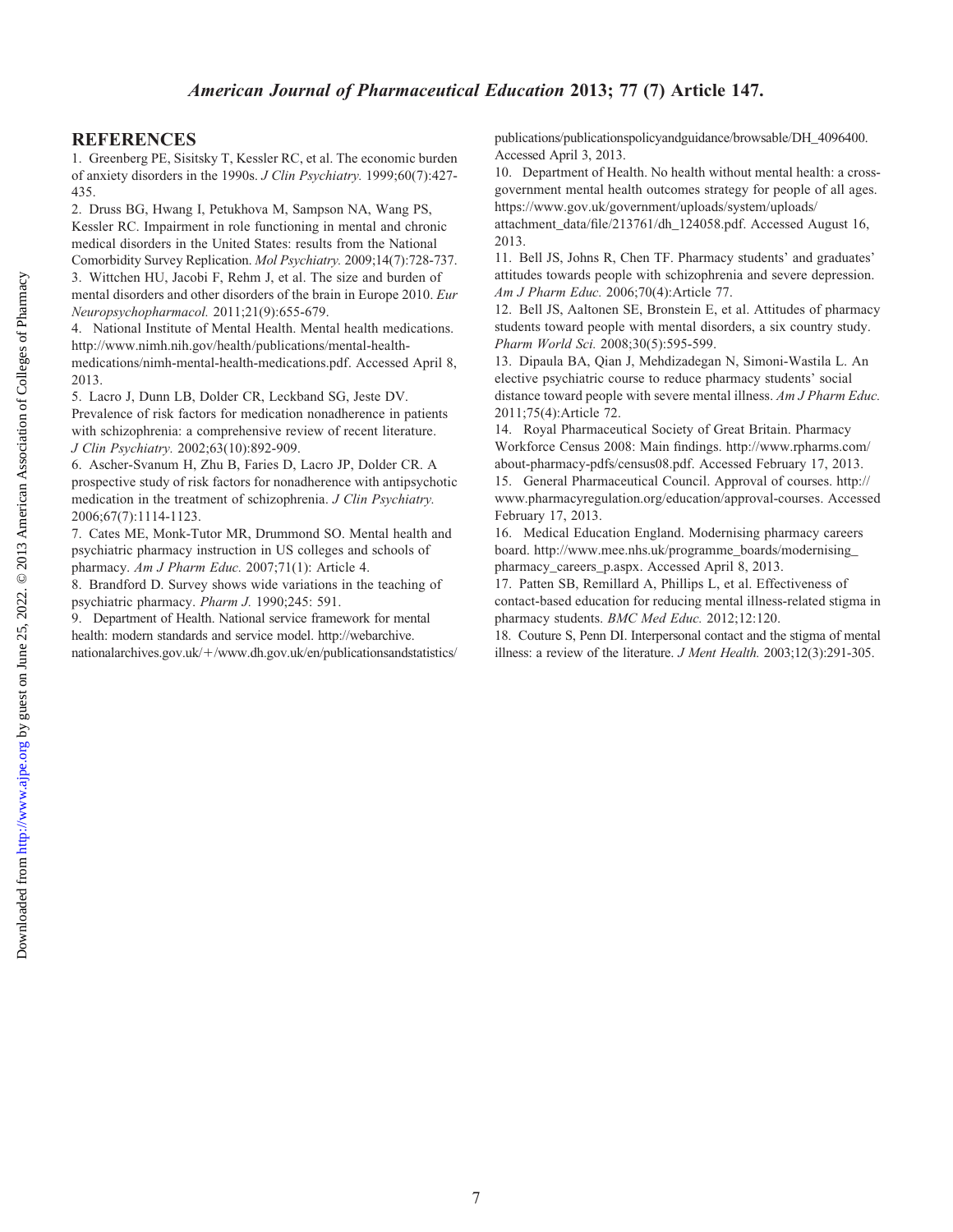## REFERENCES

1. Greenberg PE, Sisitsky T, Kessler RC, et al. The economic burden of anxiety disorders in the 1990s. *J Clin Psychiatry.* 1999;60(7):427-435.
2. Druss BG, Hwang I, Petukhova M, Sampson NA, Wang PS, Kessler RC. Impairment in role functioning in mental and chronic medical disorders in the United States: results from the National Comorbidity Survey Replication. *Mol Psychiatry.* 2009;14(7):728-737.
3. Wittchen HU, Jacobi F, Rehm J, et al. The size and burden of mental disorders and other disorders of the brain in Europe 2010. *Eur Neuropsychopharmacol.* 2011;21(9):655-679.
4. National Institute of Mental Health. Mental health medications. http://www.nimh.nih.gov/health/publications/mental-health-medications/nimh-mental-health-medications.pdf. Accessed April 8, 2013.
5. Lacro J, Dunn LB, Dolder CR, Leckband SG, Jeste DV. Prevalence of risk factors for medication nonadherence in patients with schizophrenia: a comprehensive review of recent literature. *J Clin Psychiatry.* 2002;63(10):892-909.
6. Ascher-Svanum H, Zhu B, Faries D, Lacro JP, Dolder CR. A prospective study of risk factors for nonadherence with antipsychotic medication in the treatment of schizophrenia. *J Clin Psychiatry.* 2006;67(7):1114-1123.
7. Cates ME, Monk-Tutor MR, Drummond SO. Mental health and psychiatric pharmacy instruction in US colleges and schools of pharmacy. *Am J Pharm Educ.* 2007;71(1): Article 4.
8. Brandford D. Survey shows wide variations in the teaching of psychiatric pharmacy. *Pharm J.* 1990;245: 591.
9. Department of Health. National service framework for mental health: modern standards and service model. http://webarchive.nationalarchives.gov.uk/+/www.dh.gov.uk/en/publicationsandstatistics/publications/publicationspolicyandguidance/browsable/DH_4096400. Accessed April 3, 2013.
10. Department of Health. No health without mental health: a cross-government mental health outcomes strategy for people of all ages. https://www.gov.uk/government/uploads/system/uploads/attachment_data/file/213761/dh_124058.pdf. Accessed August 16, 2013.
11. Bell JS, Johns R, Chen TF. Pharmacy students' and graduates' attitudes towards people with schizophrenia and severe depression. *Am J Pharm Educ.* 2006;70(4):Article 77.
12. Bell JS, Aaltonen SE, Bronstein E, et al. Attitudes of pharmacy students toward people with mental disorders, a six country study. *Pharm World Sci.* 2008;30(5):595-599.
13. Dipaula BA, Qian J, Mehdizadegan N, Simoni-Wastila L. An elective psychiatric course to reduce pharmacy students' social distance toward people with severe mental illness. *Am J Pharm Educ.* 2011;75(4):Article 72.
14. Royal Pharmaceutical Society of Great Britain. Pharmacy Workforce Census 2008: Main findings. http://www.rpharms.com/about-pharmacy-pdfs/census08.pdf. Accessed February 17, 2013.
15. General Pharmaceutical Council. Approval of courses. http://www.pharmacyregulation.org/education/approval-courses. Accessed February 17, 2013.
16. Medical Education England. Modernising pharmacy careers board. http://www.mee.nhs.uk/programme_boards/modernising_pharmacy_careers_p.aspx. Accessed April 8, 2013.
17. Patten SB, Remillard A, Phillips L, et al. Effectiveness of contact-based education for reducing mental illness-related stigma in pharmacy students. *BMC Med Educ.* 2012;12:120.
18. Couture S, Penn DI. Interpersonal contact and the stigma of mental illness: a review of the literature. *J Ment Health.* 2003;12(3):291-305.